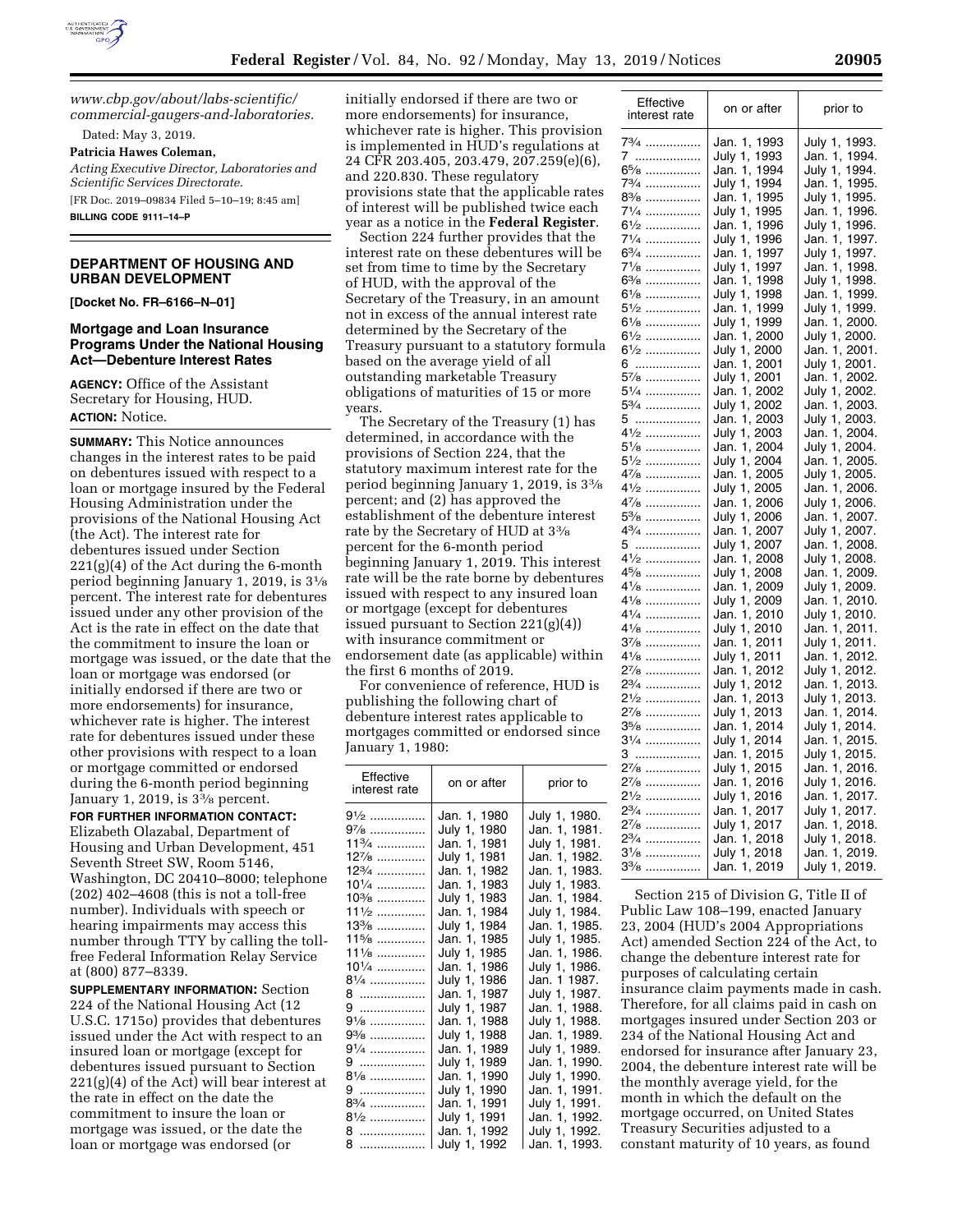www.cbp.gov/about/labs-scientific/commercial-gaugers-and-laboratories.

Dated: May 3, 2019.

**Patricia Hawes Coleman,**

*Acting Executive Director, Laboratories and Scientific Services Directorate.*

[FR Doc. 2019–09834 Filed 5–10–19; 8:45 am]

**BILLING CODE 9111–14–P**

## DEPARTMENT OF HOUSING AND URBAN DEVELOPMENT

**[Docket No. FR–6166–N–01]**

### Mortgage and Loan Insurance Programs Under the National Housing Act—Debenture Interest Rates

**AGENCY:** Office of the Assistant Secretary for Housing, HUD.

**ACTION:** Notice.

**SUMMARY:** This Notice announces changes in the interest rates to be paid on debentures issued with respect to a loan or mortgage insured by the Federal Housing Administration under the provisions of the National Housing Act (the Act). The interest rate for debentures issued under Section 221(g)(4) of the Act during the 6-month period beginning January 1, 2019, is 3⅛ percent. The interest rate for debentures issued under any other provision of the Act is the rate in effect on the date that the commitment to insure the loan or mortgage was issued, or the date that the loan or mortgage was endorsed (or initially endorsed if there are two or more endorsements) for insurance, whichever rate is higher. The interest rate for debentures issued under these other provisions with respect to a loan or mortgage committed or endorsed during the 6-month period beginning January 1, 2019, is 3⅜ percent.

**FOR FURTHER INFORMATION CONTACT:** Elizabeth Olazabal, Department of Housing and Urban Development, 451 Seventh Street SW, Room 5146, Washington, DC 20410–8000; telephone (202) 402–4608 (this is not a toll-free number). Individuals with speech or hearing impairments may access this number through TTY by calling the toll-free Federal Information Relay Service at (800) 877–8339.

**SUPPLEMENTARY INFORMATION:** Section 224 of the National Housing Act (12 U.S.C. 1715o) provides that debentures issued under the Act with respect to an insured loan or mortgage (except for debentures issued pursuant to Section 221(g)(4) of the Act) will bear interest at the rate in effect on the date the commitment to insure the loan or mortgage was issued, or the date the loan or mortgage was endorsed (or initially endorsed if there are two or more endorsements) for insurance, whichever rate is higher. This provision is implemented in HUD's regulations at 24 CFR 203.405, 203.479, 207.259(e)(6), and 220.830. These regulatory provisions state that the applicable rates of interest will be published twice each year as a notice in the **Federal Register**.

Section 224 further provides that the interest rate on these debentures will be set from time to time by the Secretary of HUD, with the approval of the Secretary of the Treasury, in an amount not in excess of the annual interest rate determined by the Secretary of the Treasury pursuant to a statutory formula based on the average yield of all outstanding marketable Treasury obligations of maturities of 15 or more years.

The Secretary of the Treasury (1) has determined, in accordance with the provisions of Section 224, that the statutory maximum interest rate for the period beginning January 1, 2019, is 3⅜ percent; and (2) has approved the establishment of the debenture interest rate by the Secretary of HUD at 3⅜ percent for the 6-month period beginning January 1, 2019. This interest rate will be the rate borne by debentures issued with respect to any insured loan or mortgage (except for debentures issued pursuant to Section 221(g)(4)) with insurance commitment or endorsement date (as applicable) within the first 6 months of 2019.

For convenience of reference, HUD is publishing the following chart of debenture interest rates applicable to mortgages committed or endorsed since January 1, 1980:

| Effective interest rate | on or after | prior to |
|---|---|---|
| 9½ | Jan. 1, 1980 | July 1, 1980. |
| 9⅞ | July 1, 1980 | Jan. 1, 1981. |
| 11¾ | Jan. 1, 1981 | July 1, 1981. |
| 12⅞ | July 1, 1981 | Jan. 1, 1982. |
| 12¾ | Jan. 1, 1982 | Jan. 1, 1983. |
| 10¼ | Jan. 1, 1983 | July 1, 1983. |
| 10⅜ | July 1, 1983 | Jan. 1, 1984. |
| 11½ | Jan. 1, 1984 | July 1, 1984. |
| 13⅜ | July 1, 1984 | Jan. 1, 1985. |
| 11⅝ | Jan. 1, 1985 | July 1, 1985. |
| 11⅛ | July 1, 1985 | Jan. 1, 1986. |
| 10¼ | Jan. 1, 1986 | July 1, 1986. |
| 8¼ | July 1, 1986 | Jan. 1 1987. |
| 8 | Jan. 1, 1987 | July 1, 1987. |
| 9 | July 1, 1987 | Jan. 1, 1988. |
| 9⅛ | Jan. 1, 1988 | July 1, 1988. |
| 9⅜ | July 1, 1988 | Jan. 1, 1989. |
| 9¼ | Jan. 1, 1989 | July 1, 1989. |
| 9 | July 1, 1989 | Jan. 1, 1990. |
| 8⅛ | Jan. 1, 1990 | July 1, 1990. |
| 9 | July 1, 1990 | Jan. 1, 1991. |
| 8¾ | Jan. 1, 1991 | July 1, 1991. |
| 8½ | July 1, 1991 | Jan. 1, 1992. |
| 8 | Jan. 1, 1992 | July 1, 1992. |
| 8 | July 1, 1992 | Jan. 1, 1993. |
| 7¾ | Jan. 1, 1993 | July 1, 1993. |
| 7 | July 1, 1993 | Jan. 1, 1994. |
| 6⅝ | Jan. 1, 1994 | July 1, 1994. |
| 7¾ | July 1, 1994 | Jan. 1, 1995. |
| 8⅜ | Jan. 1, 1995 | July 1, 1995. |
| 7¼ | July 1, 1995 | Jan. 1, 1996. |
| 6½ | Jan. 1, 1996 | July 1, 1996. |
| 7¼ | July 1, 1996 | Jan. 1, 1997. |
| 6¾ | Jan. 1, 1997 | July 1, 1997. |
| 7⅛ | July 1, 1997 | Jan. 1, 1998. |
| 6⅜ | Jan. 1, 1998 | July 1, 1998. |
| 6⅛ | July 1, 1998 | Jan. 1, 1999. |
| 5½ | Jan. 1, 1999 | July 1, 1999. |
| 6⅛ | July 1, 1999 | Jan. 1, 2000. |
| 6½ | Jan. 1, 2000 | July 1, 2000. |
| 6½ | July 1, 2000 | Jan. 1, 2001. |
| 6 | Jan. 1, 2001 | July 1, 2001. |
| 5⅞ | July 1, 2001 | Jan. 1, 2002. |
| 5¼ | Jan. 1, 2002 | July 1, 2002. |
| 5¾ | July 1, 2002 | Jan. 1, 2003. |
| 5 | Jan. 1, 2003 | July 1, 2003. |
| 4½ | July 1, 2003 | Jan. 1, 2004. |
| 5⅛ | Jan. 1, 2004 | July 1, 2004. |
| 5½ | July 1, 2004 | Jan. 1, 2005. |
| 4⅞ | Jan. 1, 2005 | July 1, 2005. |
| 4½ | July 1, 2005 | Jan. 1, 2006. |
| 4⅞ | Jan. 1, 2006 | July 1, 2006. |
| 5⅜ | July 1, 2006 | Jan. 1, 2007. |
| 4¾ | Jan. 1, 2007 | July 1, 2007. |
| 5 | July 1, 2007 | Jan. 1, 2008. |
| 4½ | Jan. 1, 2008 | July 1, 2008. |
| 4⅝ | July 1, 2008 | Jan. 1, 2009. |
| 4⅛ | Jan. 1, 2009 | July 1, 2009. |
| 4⅛ | July 1, 2009 | Jan. 1, 2010. |
| 4¼ | Jan. 1, 2010 | July 1, 2010. |
| 4⅛ | July 1, 2010 | Jan. 1, 2011. |
| 3⅞ | Jan. 1, 2011 | July 1, 2011. |
| 4⅛ | July 1, 2011 | Jan. 1, 2012. |
| 2⅞ | Jan. 1, 2012 | July 1, 2012. |
| 2¾ | July 1, 2012 | Jan. 1, 2013. |
| 2½ | Jan. 1, 2013 | July 1, 2013. |
| 2⅞ | July 1, 2013 | Jan. 1, 2014. |
| 3⅝ | Jan. 1, 2014 | July 1, 2014. |
| 3¼ | July 1, 2014 | Jan. 1, 2015. |
| 3 | Jan. 1, 2015 | July 1, 2015. |
| 2⅞ | July 1, 2015 | Jan. 1, 2016. |
| 2⅞ | Jan. 1, 2016 | July 1, 2016. |
| 2½ | July 1, 2016 | Jan. 1, 2017. |
| 2¾ | Jan. 1, 2017 | July 1, 2017. |
| 2⅞ | July 1, 2017 | Jan. 1, 2018. |
| 2¾ | Jan. 1, 2018 | July 1, 2018. |
| 3⅛ | July 1, 2018 | Jan. 1, 2019. |
| 3⅜ | Jan. 1, 2019 | July 1, 2019. |

Section 215 of Division G, Title II of Public Law 108–199, enacted January 23, 2004 (HUD's 2004 Appropriations Act) amended Section 224 of the Act, to change the debenture interest rate for purposes of calculating certain insurance claim payments made in cash. Therefore, for all claims paid in cash on mortgages insured under Section 203 or 234 of the National Housing Act and endorsed for insurance after January 23, 2004, the debenture interest rate will be the monthly average yield, for the month in which the default on the mortgage occurred, on United States Treasury Securities adjusted to a constant maturity of 10 years, as found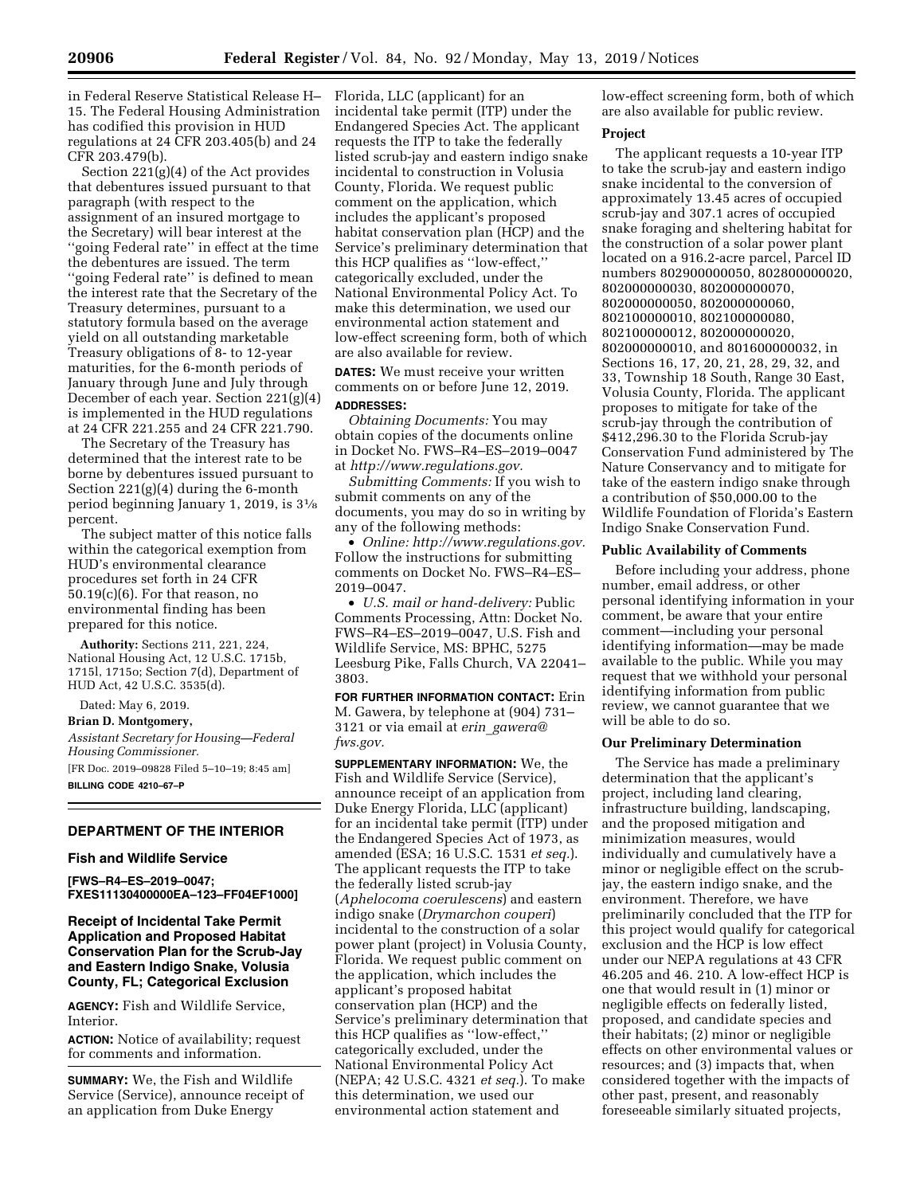in Federal Reserve Statistical Release H–15. The Federal Housing Administration has codified this provision in HUD regulations at 24 CFR 203.405(b) and 24 CFR 203.479(b).

Section 221(g)(4) of the Act provides that debentures issued pursuant to that paragraph (with respect to the assignment of an insured mortgage to the Secretary) will bear interest at the ''going Federal rate'' in effect at the time the debentures are issued. The term ''going Federal rate'' is defined to mean the interest rate that the Secretary of the Treasury determines, pursuant to a statutory formula based on the average yield on all outstanding marketable Treasury obligations of 8- to 12-year maturities, for the 6-month periods of January through June and July through December of each year. Section 221(g)(4) is implemented in the HUD regulations at 24 CFR 221.255 and 24 CFR 221.790.

The Secretary of the Treasury has determined that the interest rate to be borne by debentures issued pursuant to Section 221(g)(4) during the 6-month period beginning January 1, 2019, is 3⅛ percent.

The subject matter of this notice falls within the categorical exemption from HUD's environmental clearance procedures set forth in 24 CFR 50.19(c)(6). For that reason, no environmental finding has been prepared for this notice.

**Authority:** Sections 211, 221, 224, National Housing Act, 12 U.S.C. 1715b, 1715l, 1715o; Section 7(d), Department of HUD Act, 42 U.S.C. 3535(d).

Dated: May 6, 2019.

**Brian D. Montgomery,**

*Assistant Secretary for Housing—Federal Housing Commissioner.*

[FR Doc. 2019–09828 Filed 5–10–19; 8:45 am]

**BILLING CODE 4210–67–P**

## DEPARTMENT OF THE INTERIOR

### Fish and Wildlife Service

**[FWS–R4–ES–2019–0047; FXES11130400000EA–123–FF04EF1000]**

### Receipt of Incidental Take Permit Application and Proposed Habitat Conservation Plan for the Scrub-Jay and Eastern Indigo Snake, Volusia County, FL; Categorical Exclusion

**AGENCY:** Fish and Wildlife Service, Interior.

**ACTION:** Notice of availability; request for comments and information.

**SUMMARY:** We, the Fish and Wildlife Service (Service), announce receipt of an application from Duke Energy Florida, LLC (applicant) for an incidental take permit (ITP) under the Endangered Species Act. The applicant requests the ITP to take the federally listed scrub-jay and eastern indigo snake incidental to construction in Volusia County, Florida. We request public comment on the application, which includes the applicant's proposed habitat conservation plan (HCP) and the Service's preliminary determination that this HCP qualifies as ''low-effect,'' categorically excluded, under the National Environmental Policy Act. To make this determination, we used our environmental action statement and low-effect screening form, both of which are also available for review.

**DATES:** We must receive your written comments on or before June 12, 2019.

**ADDRESSES:**

*Obtaining Documents:* You may obtain copies of the documents online in Docket No. FWS–R4–ES–2019–0047 at *http://www.regulations.gov.*

*Submitting Comments:* If you wish to submit comments on any of the documents, you may do so in writing by any of the following methods:

- *Online: http://www.regulations.gov.* Follow the instructions for submitting comments on Docket No. FWS–R4–ES–2019–0047.
- *U.S. mail or hand-delivery:* Public Comments Processing, Attn: Docket No. FWS–R4–ES–2019–0047, U.S. Fish and Wildlife Service, MS: BPHC, 5275 Leesburg Pike, Falls Church, VA 22041–3803.

**FOR FURTHER INFORMATION CONTACT:** Erin M. Gawera, by telephone at (904) 731–3121 or via email at *erin_gawera@fws.gov.*

**SUPPLEMENTARY INFORMATION:** We, the Fish and Wildlife Service (Service), announce receipt of an application from Duke Energy Florida, LLC (applicant) for an incidental take permit (ITP) under the Endangered Species Act of 1973, as amended (ESA; 16 U.S.C. 1531 *et seq.*). The applicant requests the ITP to take the federally listed scrub-jay (*Aphelocoma coerulescens*) and eastern indigo snake (*Drymarchon couperi*) incidental to the construction of a solar power plant (project) in Volusia County, Florida. We request public comment on the application, which includes the applicant's proposed habitat conservation plan (HCP) and the Service's preliminary determination that this HCP qualifies as ''low-effect,'' categorically excluded, under the National Environmental Policy Act (NEPA; 42 U.S.C. 4321 *et seq.*). To make this determination, we used our environmental action statement and low-effect screening form, both of which are also available for public review.

#### Project

The applicant requests a 10-year ITP to take the scrub-jay and eastern indigo snake incidental to the conversion of approximately 13.45 acres of occupied scrub-jay and 307.1 acres of occupied snake foraging and sheltering habitat for the construction of a solar power plant located on a 916.2-acre parcel, Parcel ID numbers 802900000050, 802800000020, 802000000030, 802000000070, 802000000050, 802000000060, 802100000010, 802100000080, 802100000012, 802000000020, 802000000010, and 801600000032, in Sections 16, 17, 20, 21, 28, 29, 32, and 33, Township 18 South, Range 30 East, Volusia County, Florida. The applicant proposes to mitigate for take of the scrub-jay through the contribution of $412,296.30 to the Florida Scrub-jay Conservation Fund administered by The Nature Conservancy and to mitigate for take of the eastern indigo snake through a contribution of $50,000.00 to the Wildlife Foundation of Florida's Eastern Indigo Snake Conservation Fund.

#### Public Availability of Comments

Before including your address, phone number, email address, or other personal identifying information in your comment, be aware that your entire comment—including your personal identifying information—may be made available to the public. While you may request that we withhold your personal identifying information from public review, we cannot guarantee that we will be able to do so.

#### Our Preliminary Determination

The Service has made a preliminary determination that the applicant's project, including land clearing, infrastructure building, landscaping, and the proposed mitigation and minimization measures, would individually and cumulatively have a minor or negligible effect on the scrub-jay, the eastern indigo snake, and the environment. Therefore, we have preliminarily concluded that the ITP for this project would qualify for categorical exclusion and the HCP is low effect under our NEPA regulations at 43 CFR 46.205 and 46. 210. A low-effect HCP is one that would result in (1) minor or negligible effects on federally listed, proposed, and candidate species and their habitats; (2) minor or negligible effects on other environmental values or resources; and (3) impacts that, when considered together with the impacts of other past, present, and reasonably foreseeable similarly situated projects,